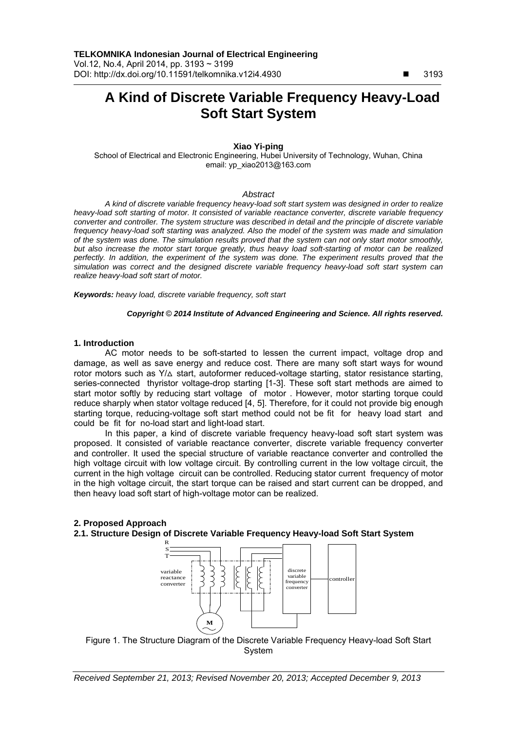# A Kind of Discrete Variable Frequency Heavy-Load Soft Start System

**Xiao Yi-ping**

School of Electrical and Electronic Engineering, Hubei University of Technology, Wuhan, China
email: yp_xiao2013@163.com

### *Abstract*

*A kind of discrete variable frequency heavy-load soft start system was designed in order to realize heavy-load soft starting of motor. It consisted of variable reactance converter, discrete variable frequency converter and controller. The system structure was described in detail and the principle of discrete variable frequency heavy-load soft starting was analyzed. Also the model of the system was made and simulation of the system was done. The simulation results proved that the system can not only start motor smoothly, but also increase the motor start torque greatly, thus heavy load soft-starting of motor can be realized perfectly. In addition, the experiment of the system was done. The experiment results proved that the simulation was correct and the designed discrete variable frequency heavy-load soft start system can realize heavy-load soft start of motor.*

***Keywords:*** *heavy load, discrete variable frequency, soft start*

***Copyright © 2014 Institute of Advanced Engineering and Science. All rights reserved.***

## 1. Introduction

AC motor needs to be soft-started to lessen the current impact, voltage drop and damage, as well as save energy and reduce cost. There are many soft start ways for wound rotor motors such as Y/Δ start, autoformer reduced-voltage starting, stator resistance starting, series-connected thyristor voltage-drop starting [1-3]. These soft start methods are aimed to start motor softly by reducing start voltage of motor . However, motor starting torque could reduce sharply when stator voltage reduced [4, 5]. Therefore, for it could not provide big enough starting torque, reducing-voltage soft start method could not be fit for heavy load start and could be fit for no-load start and light-load start.

In this paper, a kind of discrete variable frequency heavy-load soft start system was proposed. It consisted of variable reactance converter, discrete variable frequency converter and controller. It used the special structure of variable reactance converter and controlled the high voltage circuit with low voltage circuit. By controlling current in the low voltage circuit, the current in the high voltage circuit can be controlled. Reducing stator current frequency of motor in the high voltage circuit, the start torque can be raised and start current can be dropped, and then heavy load soft start of high-voltage motor can be realized.

## 2. Proposed Approach

### 2.1. Structure Design of Discrete Variable Frequency Heavy-load Soft Start System

Figure 1. The Structure Diagram of the Discrete Variable Frequency Heavy-load Soft Start System

*Received September 21, 2013; Revised November 20, 2013; Accepted December 9, 2013*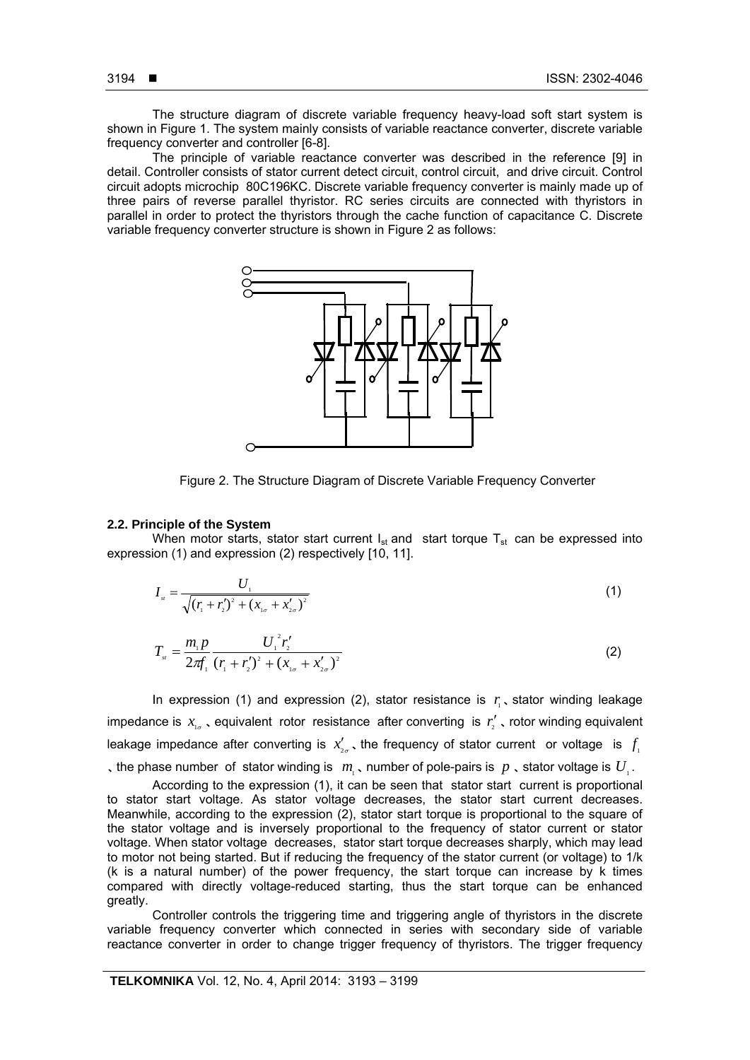The structure diagram of discrete variable frequency heavy-load soft start system is shown in Figure 1. The system mainly consists of variable reactance converter, discrete variable frequency converter and controller [6-8].

The principle of variable reactance converter was described in the reference [9] in detail. Controller consists of stator current detect circuit, control circuit, and drive circuit. Control circuit adopts microchip 80C196KC. Discrete variable frequency converter is mainly made up of three pairs of reverse parallel thyristor. RC series circuits are connected with thyristors in parallel in order to protect the thyristors through the cache function of capacitance C. Discrete variable frequency converter structure is shown in Figure 2 as follows:

Figure 2. The Structure Diagram of Discrete Variable Frequency Converter

### 2.2. Principle of the System

When motor starts, stator start current $I_{st}$ and start torque $T_{st}$ can be expressed into expression (1) and expression (2) respectively [10, 11].

$$I_{st} = \frac{U_1}{\sqrt{(r_1 + r_2')^2 + (x_{1\sigma} + x_{2\sigma}')^2}} \tag{1}$$

$$T_{st} = \frac{m_1 p}{2\pi f_1} \frac{U_1^2 r_2'}{(r_1 + r_2')^2 + (x_{1\sigma} + x_{2\sigma}')^2} \tag{2}$$

In expression (1) and expression (2), stator resistance is $r_1$、stator winding leakage impedance is $x_{1\sigma}$、equivalent rotor resistance after converting is $r_2'$、rotor winding equivalent leakage impedance after converting is $x_{2\sigma}'$、the frequency of stator current or voltage is $f_1$、the phase number of stator winding is $m_1$、number of pole-pairs is $p$、stator voltage is $U_1$.

According to the expression (1), it can be seen that stator start current is proportional to stator start voltage. As stator voltage decreases, the stator start current decreases. Meanwhile, according to the expression (2), stator start torque is proportional to the square of the stator voltage and is inversely proportional to the frequency of stator current or stator voltage. When stator voltage decreases, stator start torque decreases sharply, which may lead to motor not being started. But if reducing the frequency of the stator current (or voltage) to 1/k (k is a natural number) of the power frequency, the start torque can increase by k times compared with directly voltage-reduced starting, thus the start torque can be enhanced greatly.

Controller controls the triggering time and triggering angle of thyristors in the discrete variable frequency converter which connected in series with secondary side of variable reactance converter in order to change trigger frequency of thyristors. The trigger frequency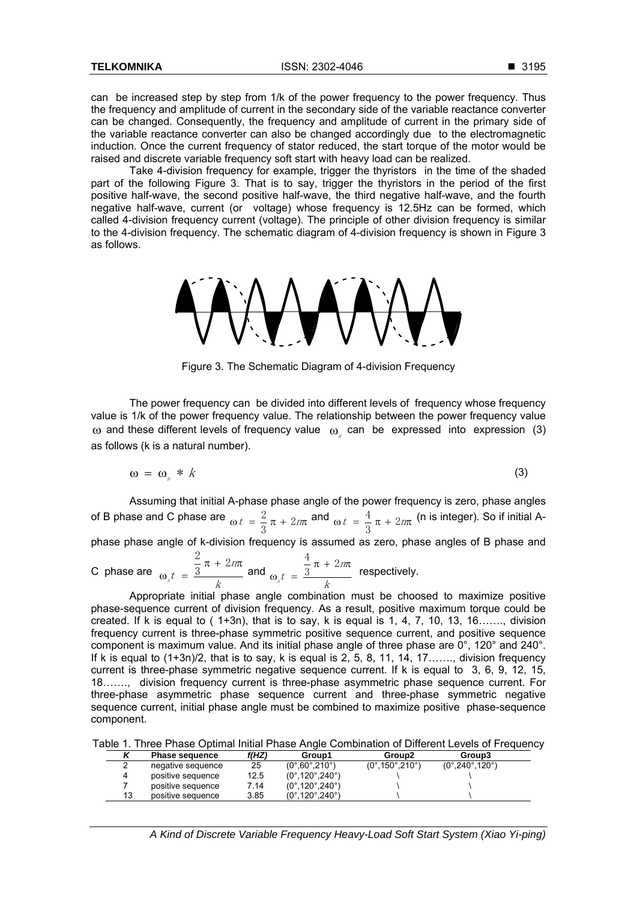can be increased step by step from 1/k of the power frequency to the power frequency. Thus the frequency and amplitude of current in the secondary side of the variable reactance converter can be changed. Consequently, the frequency and amplitude of current in the primary side of the variable reactance converter can also be changed accordingly due to the electromagnetic induction. Once the current frequency of stator reduced, the start torque of the motor would be raised and discrete variable frequency soft start with heavy load can be realized.

Take 4-division frequency for example, trigger the thyristors in the time of the shaded part of the following Figure 3. That is to say, trigger the thyristors in the period of the first positive half-wave, the second positive half-wave, the third negative half-wave, and the fourth negative half-wave, current (or voltage) whose frequency is 12.5Hz can be formed, which called 4-division frequency current (voltage). The principle of other division frequency is similar to the 4-division frequency. The schematic diagram of 4-division frequency is shown in Figure 3 as follows.

Figure 3. The Schematic Diagram of 4-division Frequency

The power frequency can be divided into different levels of frequency whose frequency value is 1/k of the power frequency value. The relationship between the power frequency value $\omega$ and these different levels of frequency value $\omega_s$ can be expressed into expression (3) as follows (k is a natural number).

$$\omega = \omega_s * k \tag{3}$$

Assuming that initial A-phase phase angle of the power frequency is zero, phase angles of B phase and C phase are $\omega t = \frac{2}{3}\pi + 2n\pi$ and $\omega t = \frac{4}{3}\pi + 2n\pi$ (n is integer). So if initial A-phase phase angle of k-division frequency is assumed as zero, phase angles of B phase and C phase are $\omega_s t = \frac{\frac{2}{3}\pi + 2n\pi}{k}$ and $\omega_s t = \frac{\frac{4}{3}\pi + 2n\pi}{k}$ respectively.

Appropriate initial phase angle combination must be choosed to maximize positive phase-sequence current of division frequency. As a result, positive maximum torque could be created. If k is equal to ( 1+3n), that is to say, k is equal is 1, 4, 7, 10, 13, 16……., division frequency current is three-phase symmetric positive sequence current, and positive sequence component is maximum value. And its initial phase angle of three phase are 0°, 120° and 240°. If k is equal to (1+3n)/2, that is to say, k is equal is 2, 5, 8, 11, 14, 17……., division frequency current is three-phase symmetric negative sequence current. If k is equal to 3, 6, 9, 12, 15, 18……., division frequency current is three-phase asymmetric phase sequence current. For three-phase asymmetric phase sequence current and three-phase symmetric negative sequence current, initial phase angle must be combined to maximize positive phase-sequence component.

Table 1. Three Phase Optimal Initial Phase Angle Combination of Different Levels of Frequency

| K | Phase sequence | f(HZ) | Group1 | Group2 | Group3 |
|---|---|---|---|---|---|
| 2 | negative sequence | 25 | (0°,60°,210°) | (0°,150°,210°) | (0°,240°,120°) |
| 4 | positive sequence | 12.5 | (0°,120°,240°) | \ | \ |
| 7 | positive sequence | 7.14 | (0°,120°,240°) | \ | \ |
| 13 | positive sequence | 3.85 | (0°,120°,240°) | \ | \ |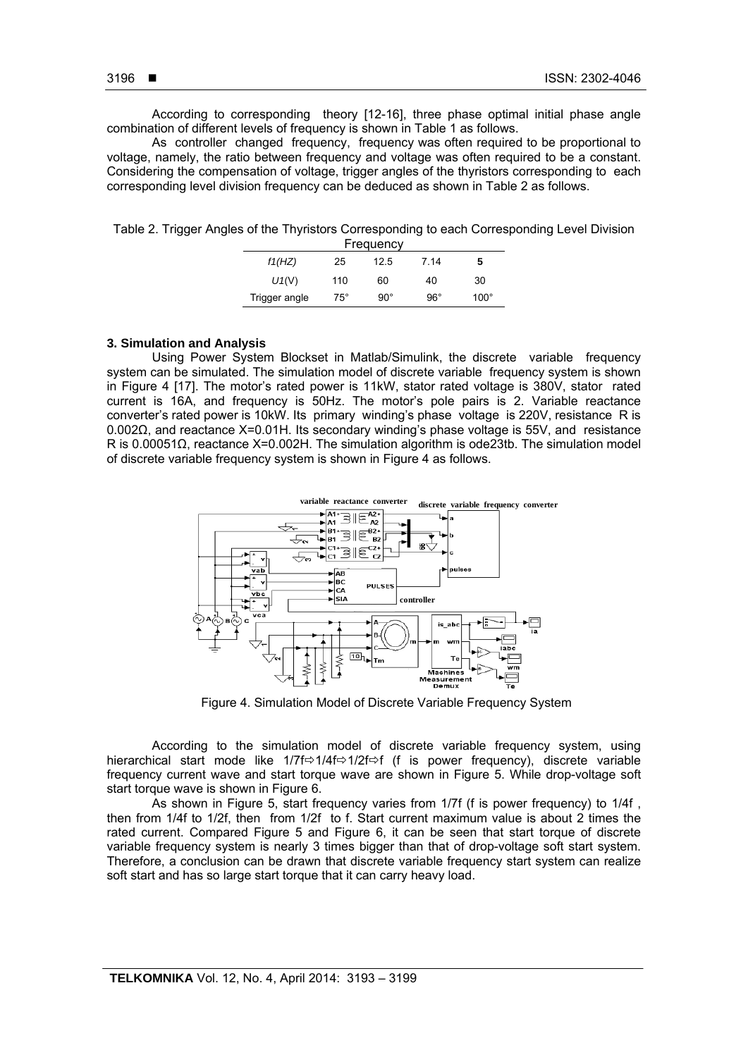According to corresponding theory [12-16], three phase optimal initial phase angle combination of different levels of frequency is shown in Table 1 as follows.

As controller changed frequency, frequency was often required to be proportional to voltage, namely, the ratio between frequency and voltage was often required to be a constant. Considering the compensation of voltage, trigger angles of the thyristors corresponding to each corresponding level division frequency can be deduced as shown in Table 2 as follows.

Table 2. Trigger Angles of the Thyristors Corresponding to each Corresponding Level Division Frequency

| *f1(HZ)* | 25 | 12.5 | 7.14 | **5** |
|---|---|---|---|---|
| *U1*(V) | 110 | 60 | 40 | 30 |
| Trigger angle | 75° | 90° | 96° | 100° |

### 3. Simulation and Analysis

Using Power System Blockset in Matlab/Simulink, the discrete variable frequency system can be simulated. The simulation model of discrete variable frequency system is shown in Figure 4 [17]. The motor's rated power is 11kW, stator rated voltage is 380V, stator rated current is 16A, and frequency is 50Hz. The motor's pole pairs is 2. Variable reactance converter's rated power is 10kW. Its primary winding's phase voltage is 220V, resistance R is 0.002Ω, and reactance X=0.01H. Its secondary winding's phase voltage is 55V, and resistance R is 0.00051Ω, reactance X=0.002H. The simulation algorithm is ode23tb. The simulation model of discrete variable frequency system is shown in Figure 4 as follows.

Figure 4. Simulation Model of Discrete Variable Frequency System

According to the simulation model of discrete variable frequency system, using hierarchical start mode like 1/7f⇨1/4f⇨1/2f⇨f (f is power frequency), discrete variable frequency current wave and start torque wave are shown in Figure 5. While drop-voltage soft start torque wave is shown in Figure 6.

As shown in Figure 5, start frequency varies from 1/7f (f is power frequency) to 1/4f , then from 1/4f to 1/2f, then from 1/2f to f. Start current maximum value is about 2 times the rated current. Compared Figure 5 and Figure 6, it can be seen that start torque of discrete variable frequency system is nearly 3 times bigger than that of drop-voltage soft start system. Therefore, a conclusion can be drawn that discrete variable frequency start system can realize soft start and has so large start torque that it can carry heavy load.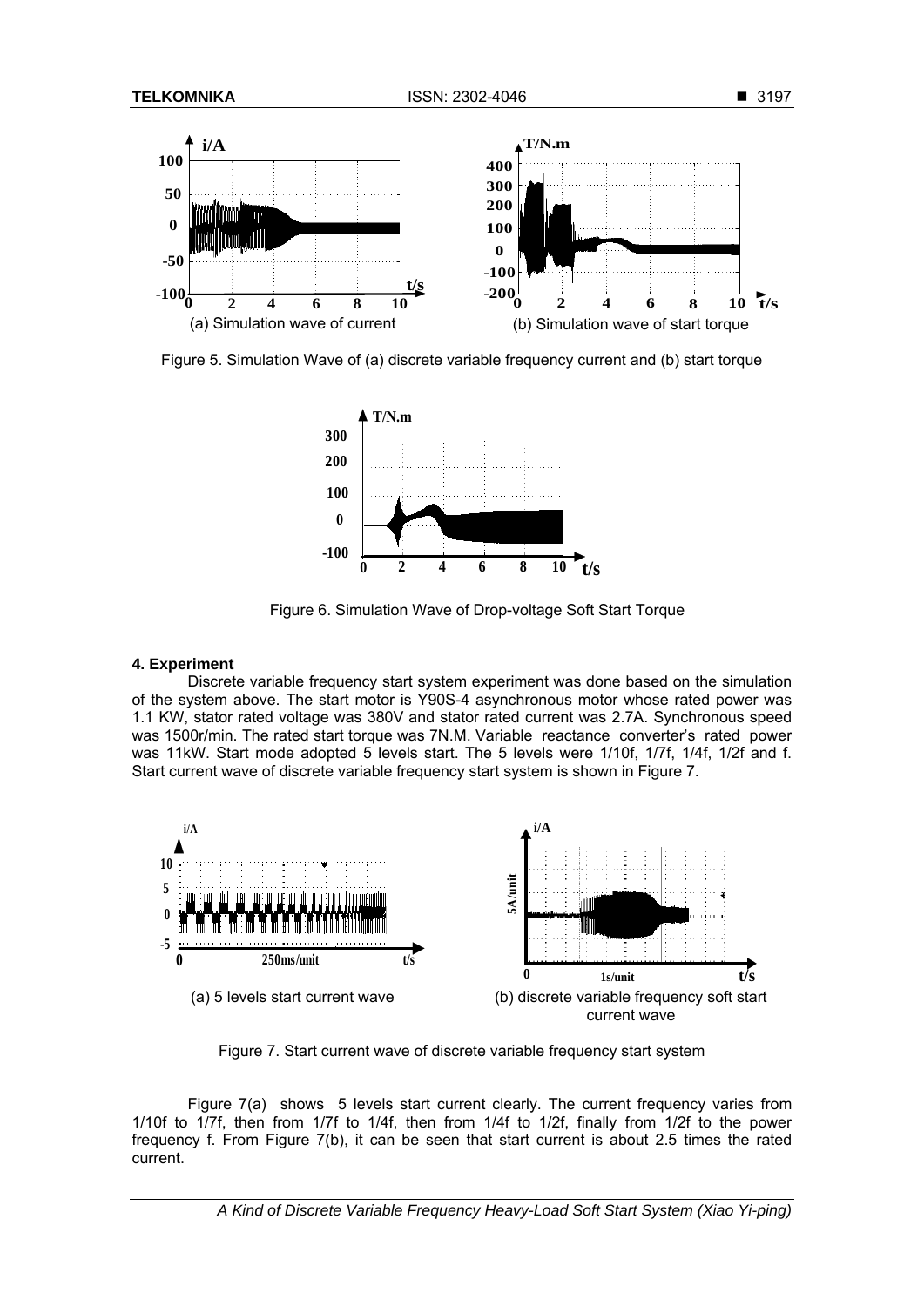(a) Simulation wave of current

(b) Simulation wave of start torque

Figure 5. Simulation Wave of (a) discrete variable frequency current and (b) start torque

Figure 6. Simulation Wave of Drop-voltage Soft Start Torque

### 4. Experiment

Discrete variable frequency start system experiment was done based on the simulation of the system above. The start motor is Y90S-4 asynchronous motor whose rated power was 1.1 KW, stator rated voltage was 380V and stator rated current was 2.7A. Synchronous speed was 1500r/min. The rated start torque was 7N.M. Variable reactance converter's rated power was 11kW. Start mode adopted 5 levels start. The 5 levels were 1/10f, 1/7f, 1/4f, 1/2f and f. Start current wave of discrete variable frequency start system is shown in Figure 7.

(a) 5 levels start current wave

(b) discrete variable frequency soft start current wave

Figure 7. Start current wave of discrete variable frequency start system

Figure 7(a) shows 5 levels start current clearly. The current frequency varies from 1/10f to 1/7f, then from 1/7f to 1/4f, then from 1/4f to 1/2f, finally from 1/2f to the power frequency f. From Figure 7(b), it can be seen that start current is about 2.5 times the rated current.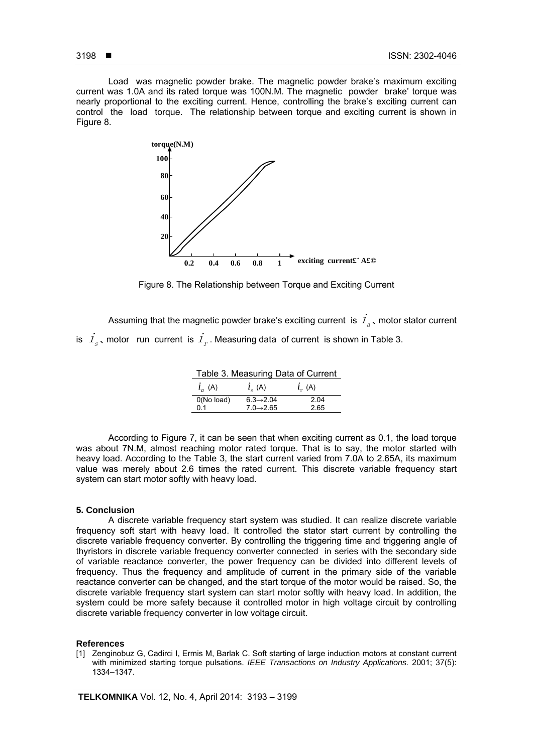Load was magnetic powder brake. The magnetic powder brake's maximum exciting current was 1.0A and its rated torque was 100N.M. The magnetic powder brake' torque was nearly proportional to the exciting current. Hence, controlling the brake's exciting current can control the load torque. The relationship between torque and exciting current is shown in Figure 8.

Figure 8. The Relationship between Torque and Exciting Current

Assuming that the magnetic powder brake's exciting current is $i_a$、motor stator current is $i_s$、motor run current is $i_r$. Measuring data of current is shown in Table 3.

Table 3. Measuring Data of Current

| $i_a$ (A) | $i_s$ (A) | $i_r$ (A) |
|---|---|---|
| 0(No load) | 6.3→2.04 | 2.04 |
| 0.1 | 7.0→2.65 | 2.65 |

According to Figure 7, it can be seen that when exciting current as 0.1, the load torque was about 7N.M, almost reaching motor rated torque. That is to say, the motor started with heavy load. According to the Table 3, the start current varied from 7.0A to 2.65A, its maximum value was merely about 2.6 times the rated current. This discrete variable frequency start system can start motor softly with heavy load.

## 5. Conclusion

A discrete variable frequency start system was studied. It can realize discrete variable frequency soft start with heavy load. It controlled the stator start current by controlling the discrete variable frequency converter. By controlling the triggering time and triggering angle of thyristors in discrete variable frequency converter connected in series with the secondary side of variable reactance converter, the power frequency can be divided into different levels of frequency. Thus the frequency and amplitude of current in the primary side of the variable reactance converter can be changed, and the start torque of the motor would be raised. So, the discrete variable frequency start system can start motor softly with heavy load. In addition, the system could be more safety because it controlled motor in high voltage circuit by controlling discrete variable frequency converter in low voltage circuit.

## References

[1] Zenginobuz G, Cadirci I, Ermis M, Barlak C. Soft starting of large induction motors at constant current with minimized starting torque pulsations. *IEEE Transactions on Industry Applications.* 2001; 37(5): 1334–1347.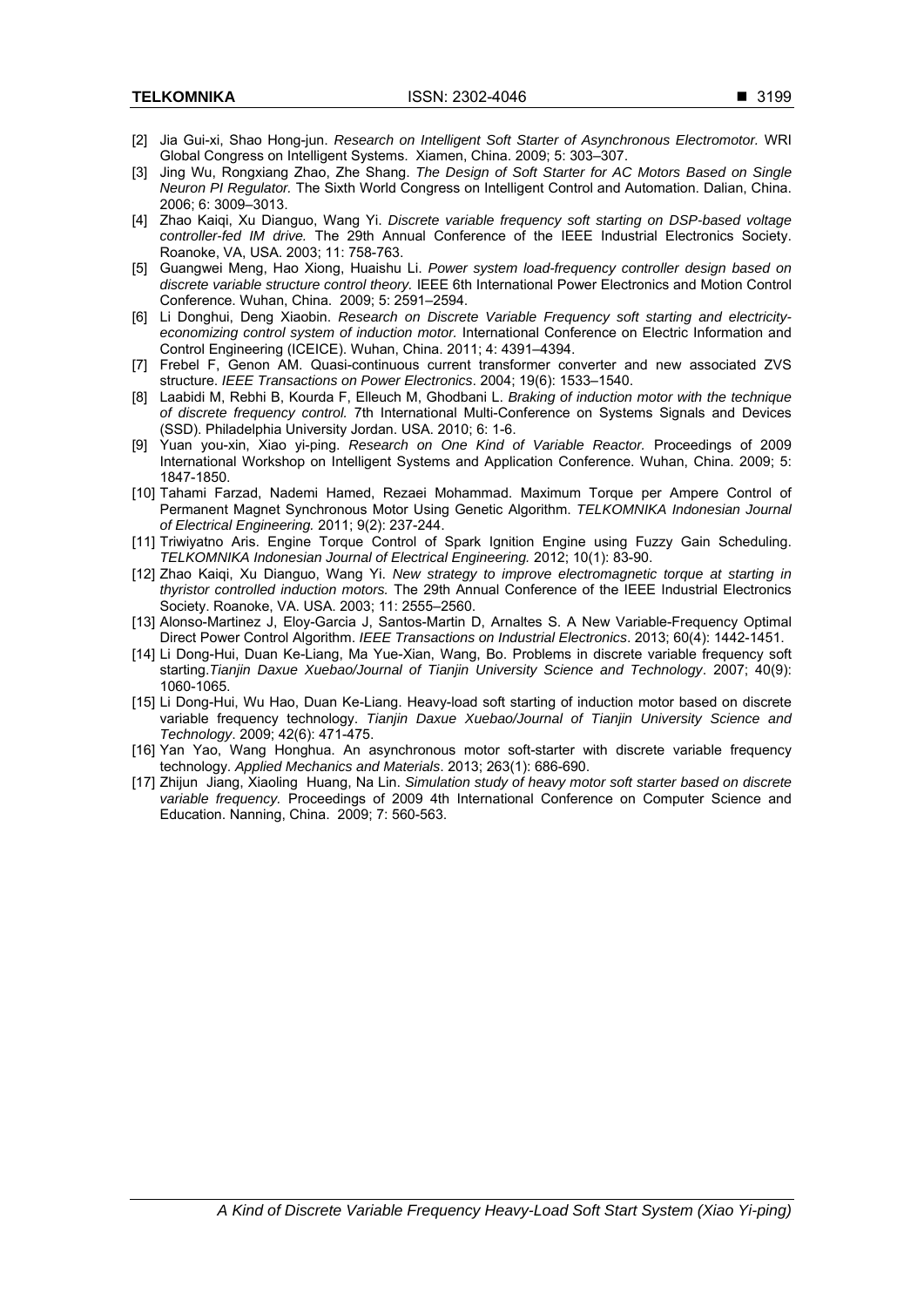[2] Jia Gui-xi, Shao Hong-jun. *Research on Intelligent Soft Starter of Asynchronous Electromotor.* WRI Global Congress on Intelligent Systems. Xiamen, China. 2009; 5: 303–307.

[3] Jing Wu, Rongxiang Zhao, Zhe Shang. *The Design of Soft Starter for AC Motors Based on Single Neuron PI Regulator.* The Sixth World Congress on Intelligent Control and Automation. Dalian, China. 2006; 6: 3009–3013.

[4] Zhao Kaiqi, Xu Dianguo, Wang Yi. *Discrete variable frequency soft starting on DSP-based voltage controller-fed IM drive.* The 29th Annual Conference of the IEEE Industrial Electronics Society. Roanoke, VA, USA. 2003; 11: 758-763.

[5] Guangwei Meng, Hao Xiong, Huaishu Li. *Power system load-frequency controller design based on discrete variable structure control theory.* IEEE 6th International Power Electronics and Motion Control Conference. Wuhan, China. 2009; 5: 2591–2594.

[6] Li Donghui, Deng Xiaobin. *Research on Discrete Variable Frequency soft starting and electricity-economizing control system of induction motor.* International Conference on Electric Information and Control Engineering (ICEICE). Wuhan, China. 2011; 4: 4391–4394.

[7] Frebel F, Genon AM. Quasi-continuous current transformer converter and new associated ZVS structure. *IEEE Transactions on Power Electronics*. 2004; 19(6): 1533–1540.

[8] Laabidi M, Rebhi B, Kourda F, Elleuch M, Ghodbani L. *Braking of induction motor with the technique of discrete frequency control.* 7th International Multi-Conference on Systems Signals and Devices (SSD). Philadelphia University Jordan. USA. 2010; 6: 1-6.

[9] Yuan you-xin, Xiao yi-ping. *Research on One Kind of Variable Reactor.* Proceedings of 2009 International Workshop on Intelligent Systems and Application Conference. Wuhan, China. 2009; 5: 1847-1850.

[10] Tahami Farzad, Nademi Hamed, Rezaei Mohammad. Maximum Torque per Ampere Control of Permanent Magnet Synchronous Motor Using Genetic Algorithm. *TELKOMNIKA Indonesian Journal of Electrical Engineering.* 2011; 9(2): 237-244.

[11] Triwiyatno Aris. Engine Torque Control of Spark Ignition Engine using Fuzzy Gain Scheduling. *TELKOMNIKA Indonesian Journal of Electrical Engineering.* 2012; 10(1): 83-90.

[12] Zhao Kaiqi, Xu Dianguo, Wang Yi. *New strategy to improve electromagnetic torque at starting in thyristor controlled induction motors.* The 29th Annual Conference of the IEEE Industrial Electronics Society. Roanoke, VA. USA. 2003; 11: 2555–2560.

[13] Alonso-Martinez J, Eloy-Garcia J, Santos-Martin D, Arnaltes S. A New Variable-Frequency Optimal Direct Power Control Algorithm. *IEEE Transactions on Industrial Electronics*. 2013; 60(4): 1442-1451.

[14] Li Dong-Hui, Duan Ke-Liang, Ma Yue-Xian, Wang, Bo. Problems in discrete variable frequency soft starting.*Tianjin Daxue Xuebao/Journal of Tianjin University Science and Technology*. 2007; 40(9): 1060-1065.

[15] Li Dong-Hui, Wu Hao, Duan Ke-Liang. Heavy-load soft starting of induction motor based on discrete variable frequency technology. *Tianjin Daxue Xuebao/Journal of Tianjin University Science and Technology*. 2009; 42(6): 471-475.

[16] Yan Yao, Wang Honghua. An asynchronous motor soft-starter with discrete variable frequency technology. *Applied Mechanics and Materials*. 2013; 263(1): 686-690.

[17] Zhijun Jiang, Xiaoling Huang, Na Lin. *Simulation study of heavy motor soft starter based on discrete variable frequency.* Proceedings of 2009 4th International Conference on Computer Science and Education. Nanning, China. 2009; 7: 560-563.